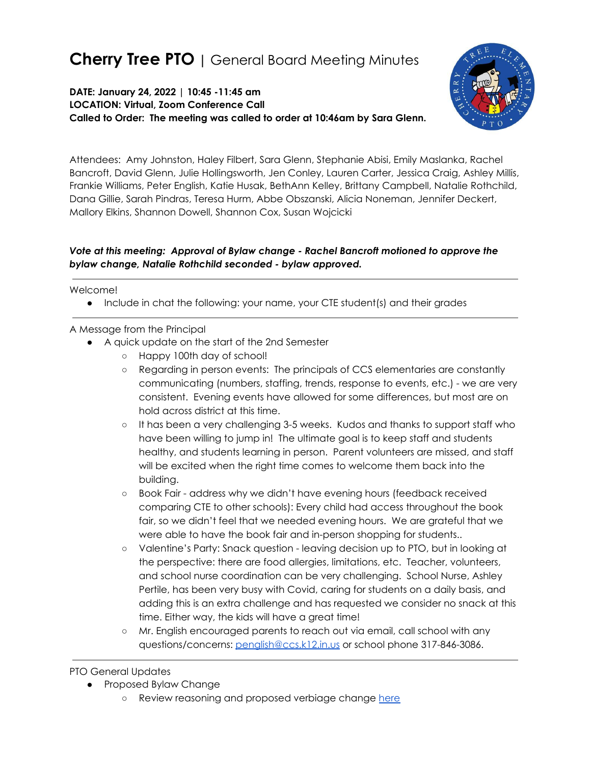# **Cherry Tree PTO** | General Board Meeting Minutes

**DATE: January 24, 2022 | 10:45 -11:45 am**
**LOCATION: Virtual, Zoom Conference Call**
**Called to Order: The meeting was called to order at 10:46am by Sara Glenn.**

Attendees: Amy Johnston, Haley Filbert, Sara Glenn, Stephanie Abisi, Emily Maslanka, Rachel Bancroft, David Glenn, Julie Hollingsworth, Jen Conley, Lauren Carter, Jessica Craig, Ashley Millis, Frankie Williams, Peter English, Katie Husak, BethAnn Kelley, Brittany Campbell, Natalie Rothchild, Dana Gillie, Sarah Pindras, Teresa Hurm, Abbe Obszanski, Alicia Noneman, Jennifer Deckert, Mallory Elkins, Shannon Dowell, Shannon Cox, Susan Wojcicki

***Vote at this meeting: Approval of Bylaw change - Rachel Bancroft motioned to approve the bylaw change, Natalie Rothchild seconded - bylaw approved.***

---

Welcome!

- Include in chat the following: your name, your CTE student(s) and their grades

---

A Message from the Principal

- A quick update on the start of the 2nd Semester
  - Happy 100th day of school!
  - Regarding in person events: The principals of CCS elementaries are constantly communicating (numbers, staffing, trends, response to events, etc.) - we are very consistent. Evening events have allowed for some differences, but most are on hold across district at this time.
  - It has been a very challenging 3-5 weeks. Kudos and thanks to support staff who have been willing to jump in! The ultimate goal is to keep staff and students healthy, and students learning in person. Parent volunteers are missed, and staff will be excited when the right time comes to welcome them back into the building.
  - Book Fair - address why we didn't have evening hours (feedback received comparing CTE to other schools): Every child had access throughout the book fair, so we didn't feel that we needed evening hours. We are grateful that we were able to have the book fair and in-person shopping for students..
  - Valentine's Party: Snack question - leaving decision up to PTO, but in looking at the perspective: there are food allergies, limitations, etc. Teacher, volunteers, and school nurse coordination can be very challenging. School Nurse, Ashley Pertile, has been very busy with Covid, caring for students on a daily basis, and adding this is an extra challenge and has requested we consider no snack at this time. Either way, the kids will have a great time!
  - Mr. English encouraged parents to reach out via email, call school with any questions/concerns: penglish@ccs.k12.in.us or school phone 317-846-3086.

---

PTO General Updates

- Proposed Bylaw Change
  - Review reasoning and proposed verbiage change here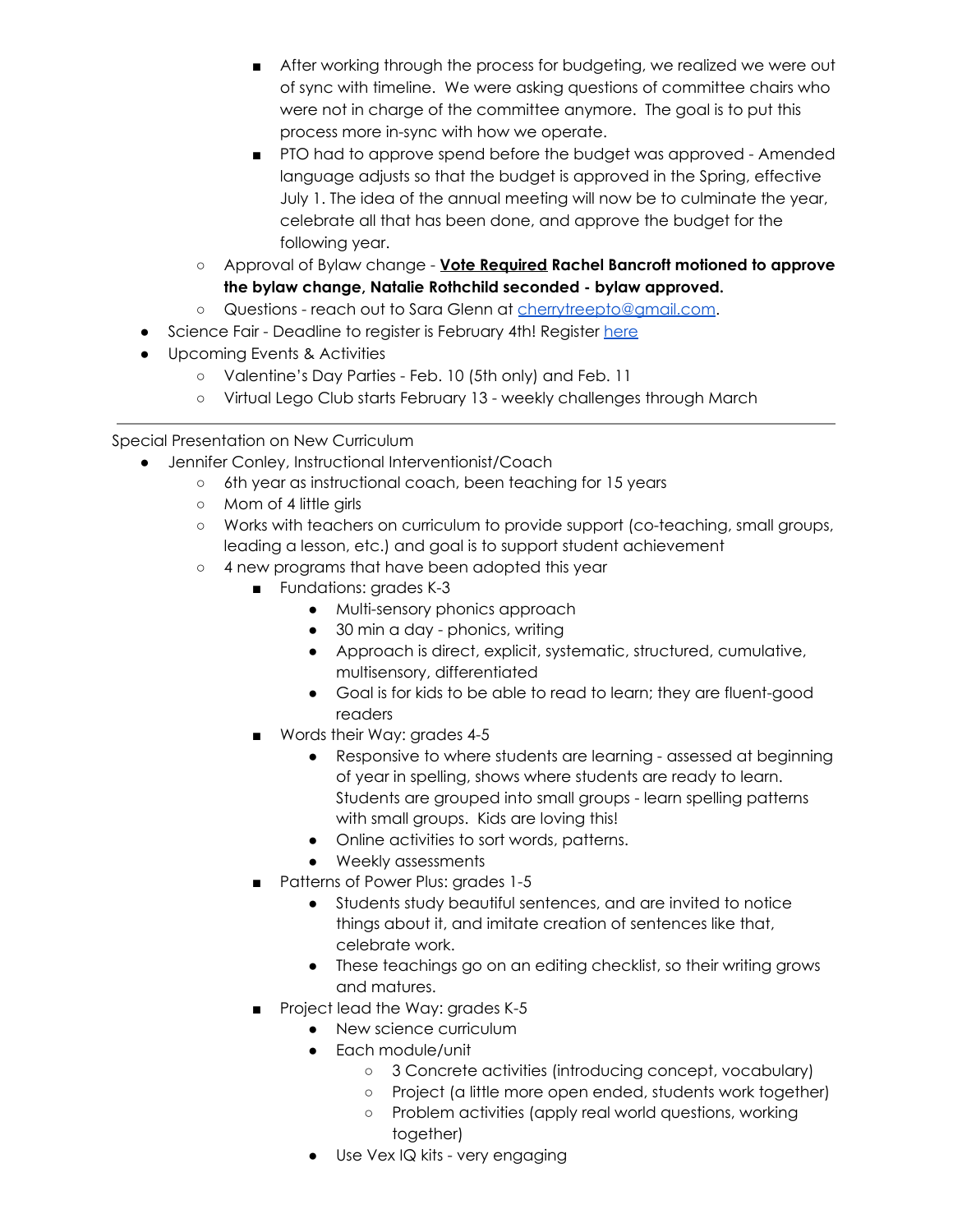- After working through the process for budgeting, we realized we were out of sync with timeline. We were asking questions of committee chairs who were not in charge of the committee anymore. The goal is to put this process more in-sync with how we operate.
        - PTO had to approve spend before the budget was approved - Amended language adjusts so that the budget is approved in the Spring, effective July 1. The idea of the annual meeting will now be to culminate the year, celebrate all that has been done, and approve the budget for the following year.
    - Approval of Bylaw change - **<u>Vote Required</u> Rachel Bancroft motioned to approve the bylaw change, Natalie Rothchild seconded - bylaw approved.**
    - Questions - reach out to Sara Glenn at [cherrytreepto@gmail.com](mailto:cherrytreepto@gmail.com).
- Science Fair - Deadline to register is February 4th! Register [here]()
- Upcoming Events & Activities
    - Valentine's Day Parties - Feb. 10 (5th only) and Feb. 11
    - Virtual Lego Club starts February 13 - weekly challenges through March

---

Special Presentation on New Curriculum

- Jennifer Conley, Instructional Interventionist/Coach
    - 6th year as instructional coach, been teaching for 15 years
    - Mom of 4 little girls
    - Works with teachers on curriculum to provide support (co-teaching, small groups, leading a lesson, etc.) and goal is to support student achievement
    - 4 new programs that have been adopted this year
        - Fundations: grades K-3
            - Multi-sensory phonics approach
            - 30 min a day - phonics, writing
            - Approach is direct, explicit, systematic, structured, cumulative, multisensory, differentiated
            - Goal is for kids to be able to read to learn; they are fluent-good readers
        - Words their Way: grades 4-5
            - Responsive to where students are learning - assessed at beginning of year in spelling, shows where students are ready to learn. Students are grouped into small groups - learn spelling patterns with small groups. Kids are loving this!
            - Online activities to sort words, patterns.
            - Weekly assessments
        - Patterns of Power Plus: grades 1-5
            - Students study beautiful sentences, and are invited to notice things about it, and imitate creation of sentences like that, celebrate work.
            - These teachings go on an editing checklist, so their writing grows and matures.
        - Project lead the Way: grades K-5
            - New science curriculum
            - Each module/unit
                - 3 Concrete activities (introducing concept, vocabulary)
                - Project (a little more open ended, students work together)
                - Problem activities (apply real world questions, working together)
            - Use Vex IQ kits - very engaging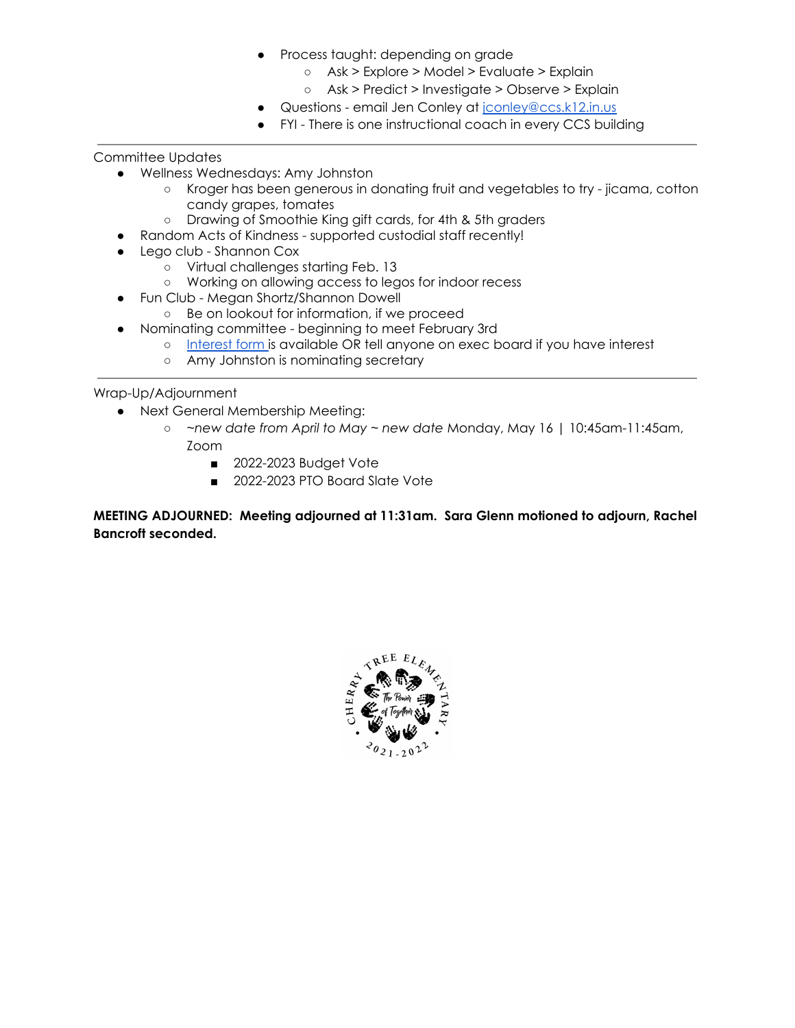- Process taught: depending on grade
  - Ask > Explore > Model > Evaluate > Explain
  - Ask > Predict > Investigate > Observe > Explain
- Questions - email Jen Conley at jconley@ccs.k12.in.us
- FYI - There is one instructional coach in every CCS building

---

Committee Updates

- Wellness Wednesdays: Amy Johnston
  - Kroger has been generous in donating fruit and vegetables to try - jicama, cotton candy grapes, tomates
  - Drawing of Smoothie King gift cards, for 4th & 5th graders
- Random Acts of Kindness - supported custodial staff recently!
- Lego club - Shannon Cox
  - Virtual challenges starting Feb. 13
  - Working on allowing access to legos for indoor recess
- Fun Club - Megan Shortz/Shannon Dowell
  - Be on lookout for information, if we proceed
- Nominating committee - beginning to meet February 3rd
  - Interest form is available OR tell anyone on exec board if you have interest
  - Amy Johnston is nominating secretary

---

Wrap-Up/Adjournment

- Next General Membership Meeting:
  - *~new date from April to May ~ new date* Monday, May 16 | 10:45am-11:45am, Zoom
    - 2022-2023 Budget Vote
    - 2022-2023 PTO Board Slate Vote

**MEETING ADJOURNED: Meeting adjourned at 11:31am. Sara Glenn motioned to adjourn, Rachel Bancroft seconded.**

CHERRY TREE ELEMENTARY • The Power of Together • 2021-2022